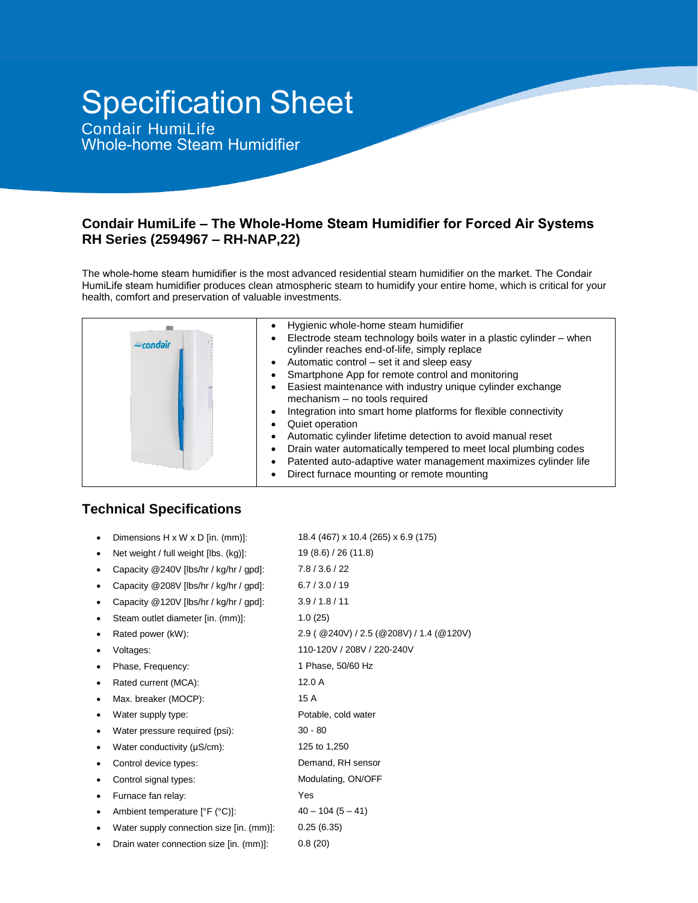# Specification Sheet

Condair HumiLife
Whole-home Steam Humidifier

## Condair HumiLife – The Whole-Home Steam Humidifier for Forced Air Systems RH Series (2594967 – RH-NAP,22)

The whole-home steam humidifier is the most advanced residential steam humidifier on the market. The Condair HumiLife steam humidifier produces clean atmospheric steam to humidify your entire home, which is critical for your health, comfort and preservation of valuable investments.

- Hygienic whole-home steam humidifier
- Electrode steam technology boils water in a plastic cylinder – when cylinder reaches end-of-life, simply replace
- Automatic control – set it and sleep easy
- Smartphone App for remote control and monitoring
- Easiest maintenance with industry unique cylinder exchange mechanism – no tools required
- Integration into smart home platforms for flexible connectivity
- Quiet operation
- Automatic cylinder lifetime detection to avoid manual reset
- Drain water automatically tempered to meet local plumbing codes
- Patented auto-adaptive water management maximizes cylinder life
- Direct furnace mounting or remote mounting

## Technical Specifications

- Dimensions H x W x D [in. (mm)]: 18.4 (467) x 10.4 (265) x 6.9 (175)
- Net weight / full weight [lbs. (kg)]: 19 (8.6) / 26 (11.8)
- Capacity @240V [lbs/hr / kg/hr / gpd]: 7.8 / 3.6 / 22
- Capacity @208V [lbs/hr / kg/hr / gpd]: 6.7 / 3.0 / 19
- Capacity @120V [lbs/hr / kg/hr / gpd]: 3.9 / 1.8 / 11
- Steam outlet diameter [in. (mm)]: 1.0 (25)
- Rated power (kW): 2.9 ( @240V) / 2.5 (@208V) / 1.4 (@120V)
- Voltages: 110-120V / 208V / 220-240V
- Phase, Frequency: 1 Phase, 50/60 Hz
- Rated current (MCA): 12.0 A
- Max. breaker (MOCP): 15 A
- Water supply type: Potable, cold water
- Water pressure required (psi): 30 - 80
- Water conductivity (µS/cm): 125 to 1,250
- Control device types: Demand, RH sensor
- Control signal types: Modulating, ON/OFF
- Furnace fan relay: Yes
- Ambient temperature [°F (°C)]: 40 – 104 (5 – 41)
- Water supply connection size [in. (mm)]: 0.25 (6.35)
- Drain water connection size [in. (mm)]: 0.8 (20)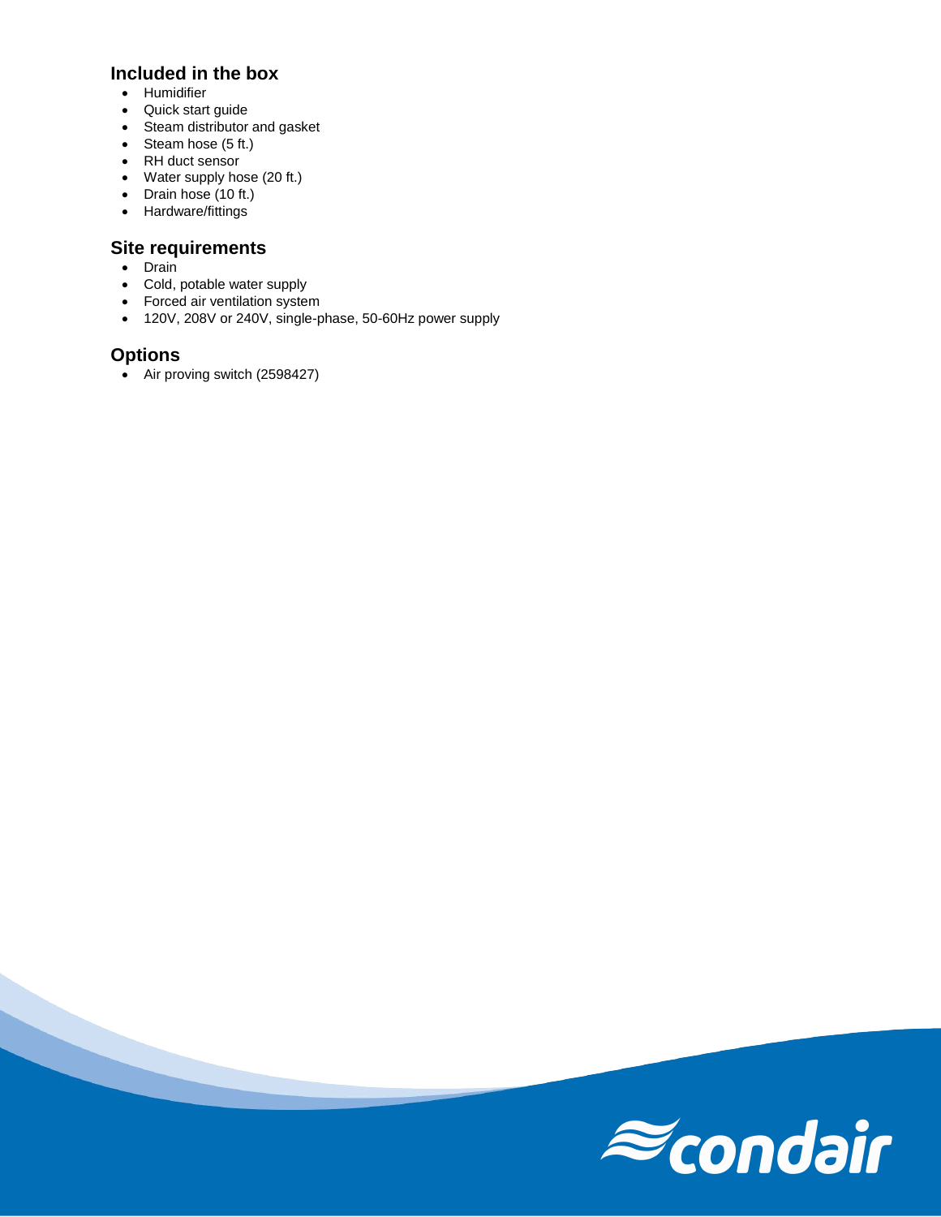## Included in the box

- Humidifier
- Quick start guide
- Steam distributor and gasket
- Steam hose (5 ft.)
- RH duct sensor
- Water supply hose (20 ft.)
- Drain hose (10 ft.)
- Hardware/fittings

## Site requirements

- Drain
- Cold, potable water supply
- Forced air ventilation system
- 120V, 208V or 240V, single-phase, 50-60Hz power supply

## Options

- Air proving switch (2598427)